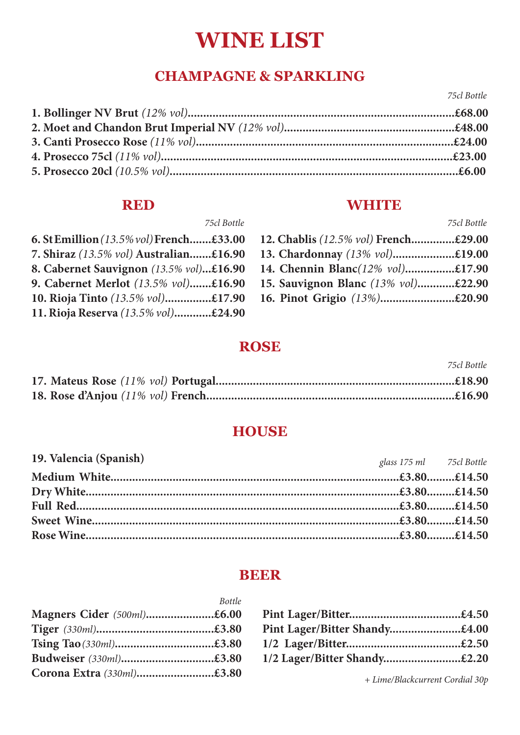# WINE LIST

## CHAMPAGNE & SPARKLING

*75cl Bottle*

**1. Bollinger NV Brut** *(12% vol)*......**£68.00**
**2. Moet and Chandon Brut Imperial NV** *(12% vol)*......**£48.00**
**3. Canti Prosecco Rose** *(11% vol)*......**£24.00**
**4. Prosecco 75cl** *(11% vol)*......**£23.00**
**5. Prosecco 20cl** *(10.5% vol)*......**£6.00**

## RED

*75cl Bottle*

**6. St Emillion** *(13.5% vol)* **French**.......**£33.00**
**7. Shiraz** *(13.5% vol)* **Australian**.......**£16.90**
**8. Cabernet Sauvignon** *(13.5% vol)*...**£16.90**
**9. Cabernet Merlot** *(13.5% vol)*.......**£16.90**
**10. Rioja Tinto** *(13.5% vol)*...............**£17.90**
**11. Rioja Reserva** *(13.5% vol)*............**£24.90**

## WHITE

*75cl Bottle*

**12. Chablis** *(12.5% vol)* **French**..............**£29.00**
**13. Chardonnay** *(13% vol)*....................**£19.00**
**14. Chennin Blanc***(12% vol)*................**£17.90**
**15. Sauvignon Blanc** *(13% vol)*............**£22.90**
**16. Pinot Grigio** *(13%)*........................**£20.90**

## ROSE

*75cl Bottle*

**17. Mateus Rose** *(11% vol)* **Portugal**......**£18.90**
**18. Rose d'Anjou** *(11% vol)* **French**......**£16.90**

## HOUSE

| 19. Valencia (Spanish) | *glass 175 ml* | *75cl Bottle* |
|---|---|---|
| **Medium White** | **£3.80** | **£14.50** |
| **Dry White** | **£3.80** | **£14.50** |
| **Full Red** | **£3.80** | **£14.50** |
| **Sweet Wine** | **£3.80** | **£14.50** |
| **Rose Wine** | **£3.80** | **£14.50** |

## BEER

*Bottle*

**Magners Cider** *(500ml)*......................**£6.00**
**Tiger** *(330ml)*......................................**£3.80**
**Tsing Tao** *(330ml)*................................**£3.80**
**Budweiser** *(330ml)*..............................**£3.80**
**Corona Extra** *(330ml)*.........................**£3.80**

**Pint Lager/Bitter**....................................**£4.50**
**Pint Lager/Bitter Shandy**.......................**£4.00**
**1/2 Lager/Bitter**.....................................**£2.50**
**1/2 Lager/Bitter Shandy**.........................**£2.20**

*+ Lime/Blackcurrent Cordial 30p*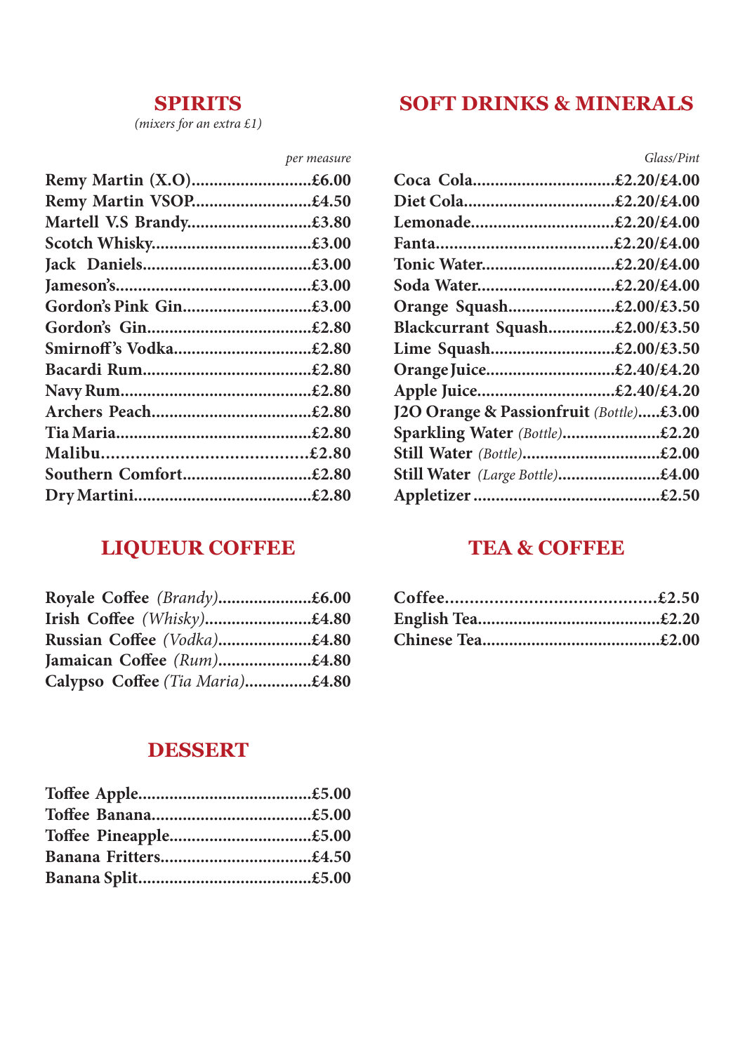## SPIRITS

*(mixers for an extra £1)*

| | *per measure* |
|---|---|
| Remy Martin (X.O) | £6.00 |
| Remy Martin VSOP | £4.50 |
| Martell V.S Brandy | £3.80 |
| Scotch Whisky | £3.00 |
| Jack Daniels | £3.00 |
| Jameson's | £3.00 |
| Gordon's Pink Gin | £3.00 |
| Gordon's Gin | £2.80 |
| Smirnoff's Vodka | £2.80 |
| Bacardi Rum | £2.80 |
| Navy Rum | £2.80 |
| Archers Peach | £2.80 |
| Tia Maria | £2.80 |
| Malibu | £2.80 |
| Southern Comfort | £2.80 |
| Dry Martini | £2.80 |

## LIQUEUR COFFEE

| | |
|---|---|
| Royale Coffee *(Brandy)* | £6.00 |
| Irish Coffee *(Whisky)* | £4.80 |
| Russian Coffee *(Vodka)* | £4.80 |
| Jamaican Coffee *(Rum)* | £4.80 |
| Calypso Coffee *(Tia Maria)* | £4.80 |

## DESSERT

| | |
|---|---|
| Toffee Apple | £5.00 |
| Toffee Banana | £5.00 |
| Toffee Pineapple | £5.00 |
| Banana Fritters | £4.50 |
| Banana Split | £5.00 |

## SOFT DRINKS & MINERALS

| | *Glass/Pint* |
|---|---|
| Coca Cola | £2.20/£4.00 |
| Diet Cola | £2.20/£4.00 |
| Lemonade | £2.20/£4.00 |
| Fanta | £2.20/£4.00 |
| Tonic Water | £2.20/£4.00 |
| Soda Water | £2.20/£4.00 |
| Orange Squash | £2.00/£3.50 |
| Blackcurrant Squash | £2.00/£3.50 |
| Lime Squash | £2.00/£3.50 |
| Orange Juice | £2.40/£4.20 |
| Apple Juice | £2.40/£4.20 |
| J2O Orange & Passionfruit *(Bottle)* | £3.00 |
| Sparkling Water *(Bottle)* | £2.20 |
| Still Water *(Bottle)* | £2.00 |
| Still Water *(Large Bottle)* | £4.00 |
| Appletizer | £2.50 |

## TEA & COFFEE

| | |
|---|---|
| Coffee | £2.50 |
| English Tea | £2.20 |
| Chinese Tea | £2.00 |